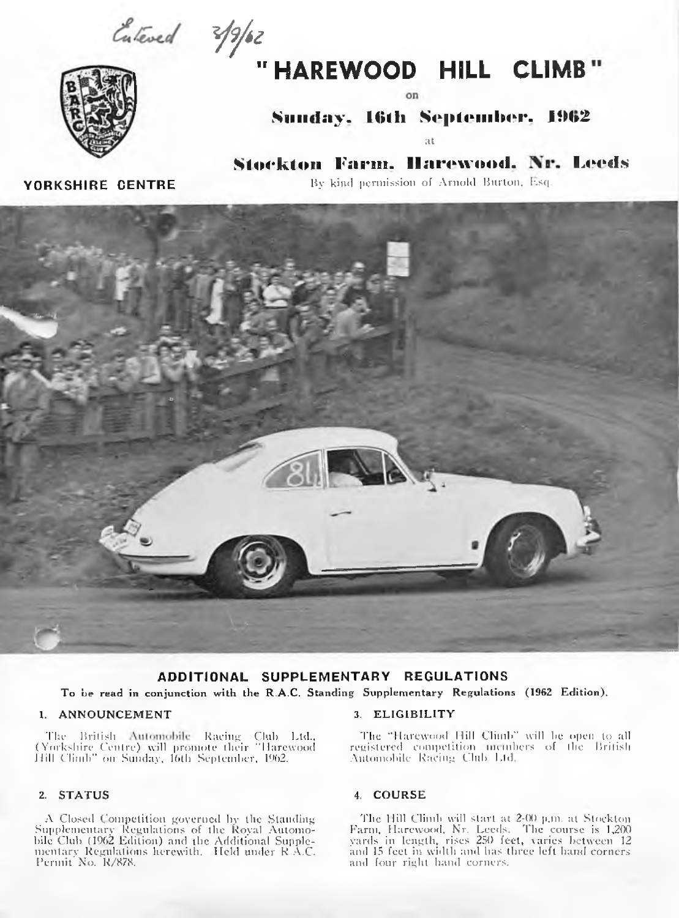Entered 3/9/62

# "HAREWOOD HILL CLIMB"

on

## Sunday, 16th September, 1962

at

## Stockton Farm, Harewood, Nr. Leeds

**YORKSHIRE CENTRE**

By kind permission of Arnold Burton, Esq.

## ADDITIONAL SUPPLEMENTARY REGULATIONS

**To be read in conjunction with the R.A.C. Standing Supplementary Regulations (1962 Edition).**

### 1. ANNOUNCEMENT

The British Automobile Racing Club Ltd., (Yorkshire Centre) will promote their "Harewood Hill Climb" on Sunday, 16th September, 1962.

### 2. STATUS

A Closed Competition governed by the Standing Supplementary Regulations of the Royal Automobile Club (1962 Edition) and the Additional Supplementary Regulations herewith. Held under R.A.C. Permit No. R/878.

### 3. ELIGIBILITY

The "Harewood Hill Climb" will be open to all registered competition members of the British Automobile Racing Club Ltd.

### 4. COURSE

The Hill Climb will start at 2-00 p.m. at Stockton Farm, Harewood, Nr. Leeds. The course is 1,200 yards in length, rises 250 feet, varies between 12 and 15 feet in width and has three left hand corners and four right hand corners.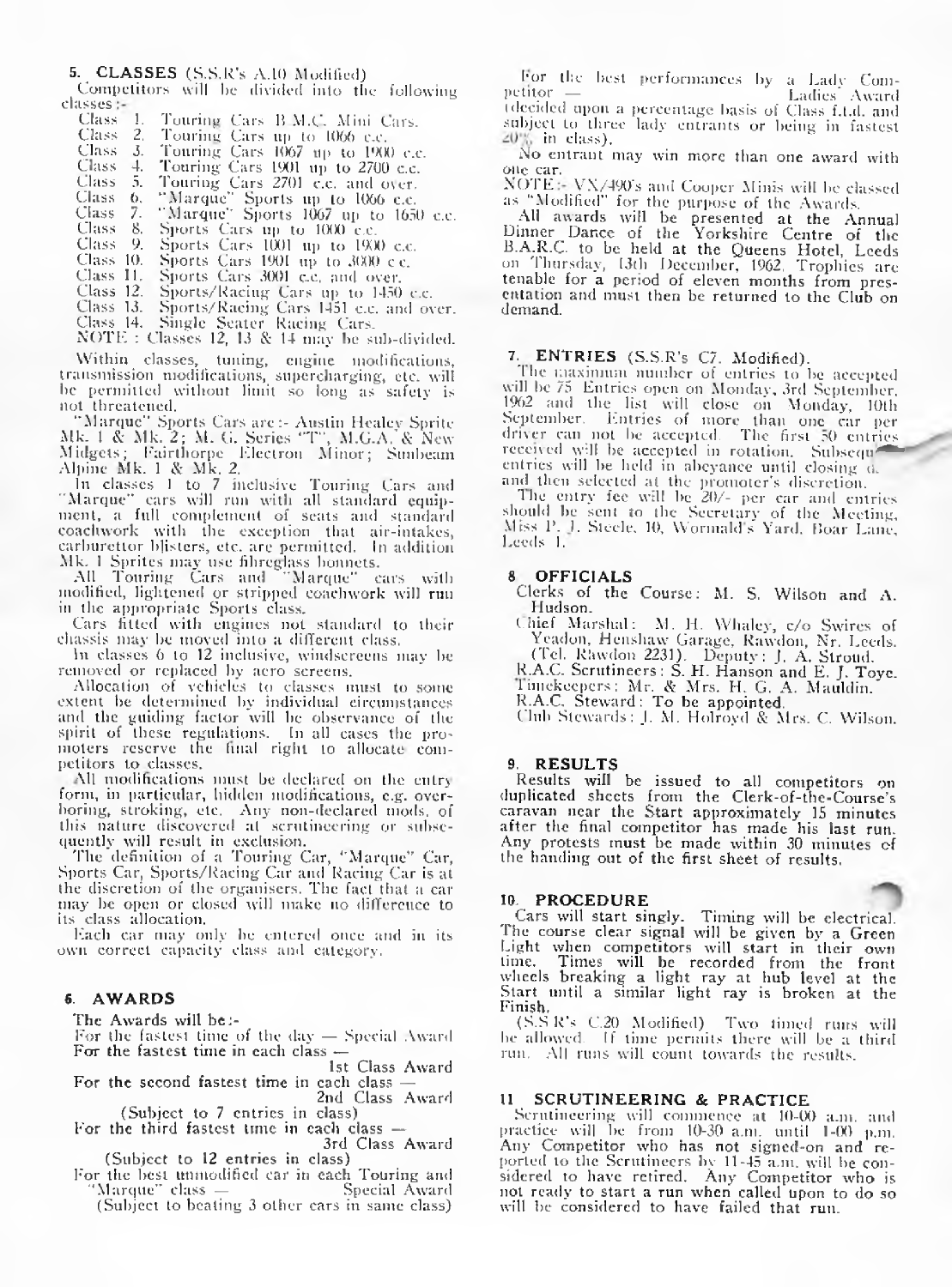## 5. CLASSES (S.S.R's A.10 Modified)

Competitors will be divided into the following classes:-

- Class 1. Touring Cars B.M.C. Mini Cars.
- Class 2. Touring Cars up to 1066 c.c.
- Class 3. Touring Cars 1067 up to 1900 c.c.
- Class 4. Touring Cars 1901 up to 2700 c.c.
- Class 5. Touring Cars 2701 c.c. and over.
- Class 6. "Marque" Sports up to 1066 c.c.
- Class 7. "Marque" Sports 1067 up to 1650 c.c.
- Class 8. Sports Cars up to 1000 c.c.
- Class 9. Sports Cars 1001 up to 1900 c.c.
- Class 10. Sports Cars 1901 up to 3000 c.c.
- Class 11. Sports Cars 3001 c.c. and over.
- Class 12. Sports/Racing Cars up to 1450 c.c.
- Class 13. Sports/Racing Cars 1451 c.c. and over.
- Class 14. Single Seater Racing Cars.

NOTE: Classes 12, 13 & 14 may be sub-divided.

Within classes, tuning, engine modifications, transmission modifications, supercharging, etc. will be permitted without limit so long as safety is not threatened.

"Marque" Sports Cars are:- Austin Healey Sprite Mk. 1 & Mk. 2; M. G. Series "T", M.G.A. & New Midgets; Fairthorpe Electron Minor; Sunbeam Alpine Mk. 1 & Mk. 2.

In classes 1 to 7 inclusive Touring Cars and "Marque" cars will run with all standard equipment, a full complement of seats and standard coachwork with the exception that air-intakes, carburettor blisters, etc. are permitted. In addition Mk. 1 Sprites may use fibreglass bonnets.

All Touring Cars and "Marque" cars with modified, lightened or stripped coachwork will run in the appropriate Sports class.

Cars fitted with engines not standard to their chassis may be moved into a different class.

In classes 6 to 12 inclusive, windscreens may be removed or replaced by aero screens.

Allocation of vehicles to classes must to some extent be determined by individual circumstances and the guiding factor will be observance of the spirit of these regulations. In all cases the promoters reserve the final right to allocate competitors to classes.

All modifications must be declared on the entry form, in particular, hidden modifications, e.g. overboring, stroking, etc. Any non-declared mods. of this nature discovered at scrutineering or subsequently will result in exclusion.

The definition of a Touring Car, "Marque" Car, Sports Car, Sports/Racing Car and Racing Car is at the discretion of the organisers. The fact that a car may be open or closed will make no difference to its class allocation.

Each car may only be entered once and in its own correct capacity class and category.

## 6. AWARDS

The Awards will be:-

For the fastest time of the day — Special Award

For the fastest time in each class — 1st Class Award

For the second fastest time in each class — 2nd Class Award
(Subject to 7 entries in class)

For the third fastest time in each class — 3rd Class Award
(Subject to 12 entries in class)

For the best unmodified car in each Touring and "Marque" class — Special Award
(Subject to beating 3 other cars in same class)

For the best performances by a Lady Competitor — Ladies' Award
(decided upon a percentage basis of Class f.t.d. and subject to three lady entrants or being in fastest 20% in class).

No entrant may win more than one award with one car.

NOTE:- VX/490's and Cooper Minis will be classed as "Modified" for the purpose of the Awards.

All awards will be presented at the Annual Dinner Dance of the Yorkshire Centre of the B.A.R.C. to be held at the Queens Hotel, Leeds on Thursday, 13th December, 1962. Trophies are tenable for a period of eleven months from presentation and must then be returned to the Club on demand.

## 7. ENTRIES (S.S.R's C7. Modified).

The maximum number of entries to be accepted will be 75. Entries open on Monday, 3rd September, 1962 and the list will close on Monday, 10th September. Entries of more than one car per driver can not be accepted. The first 50 entries received will be accepted in rotation. Subsequent entries will be held in abeyance until closing date and then selected at the promoter's discretion.

The entry fee will be 20/- per car and entries should be sent to the Secretary of the Meeting, Miss P. J. Steele, 10, Wormald's Yard, Boar Lane, Leeds 1.

## 8 OFFICIALS

Clerks of the Course: M. S. Wilson and A. Hudson.

Chief Marshal: M. H. Whaley, c/o Swires of Yeadon, Henshaw Garage, Rawdon, Nr. Leeds. (Tel. Rawdon 2231). Deputy: J. A. Stroud.

R.A.C. Scrutineers: S. H. Hanson and E. J. Toye.

Timekeepers: Mr. & Mrs. H. G. A. Mauldin.

R.A.C. Steward: To be appointed.

Club Stewards: J. M. Holroyd & Mrs. C. Wilson.

## 9. RESULTS

Results will be issued to all competitors on duplicated sheets from the Clerk-of-the-Course's caravan near the Start approximately 15 minutes after the final competitor has made his last run. Any protests must be made within 30 minutes of the handing out of the first sheet of results.

## 10. PROCEDURE

Cars will start singly. Timing will be electrical. The course clear signal will be given by a Green Light when competitors will start in their own time. Times will be recorded from the front wheels breaking a light ray at hub level at the Start until a similar light ray is broken at the Finish.

(S.S.R's C.20 Modified) Two timed runs will be allowed. If time permits there will be a third run. All runs will count towards the results.

## 11 SCRUTINEERING & PRACTICE

Scrutineering will commence at 10-00 a.m. and practice will be from 10-30 a.m. until 1-00 p.m. Any Competitor who has not signed-on and reported to the Scrutineers by 11-45 a.m. will be considered to have retired. Any Competitor who is not ready to start a run when called upon to do so will be considered to have failed that run.